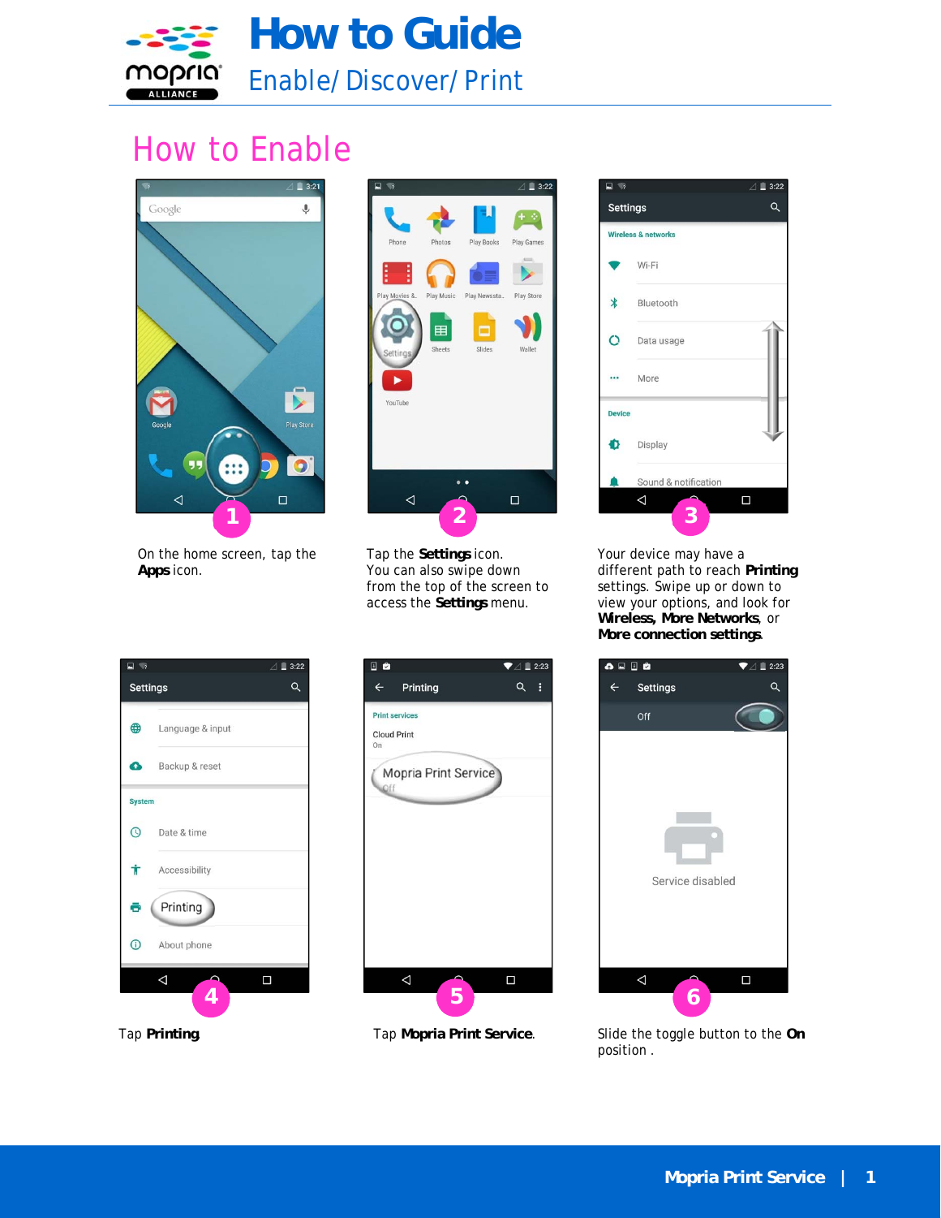# How to Guide

## Enable/ Discover/ Print

## How to Enable

1. On the home screen, tap the **Apps** icon.

2. Tap the **Settings** icon. You can also swipe down from the top of the screen to access the **Settings** menu.

3. Your device may have a different path to reach **Printing** settings. Swipe up or down to view your options, and look for **Wireless**, **More Networks**, or **More connection settings**.

4. Tap **Printing**.

5. Tap **Mopria Print Service**.

6. Slide the toggle button to the **On** position .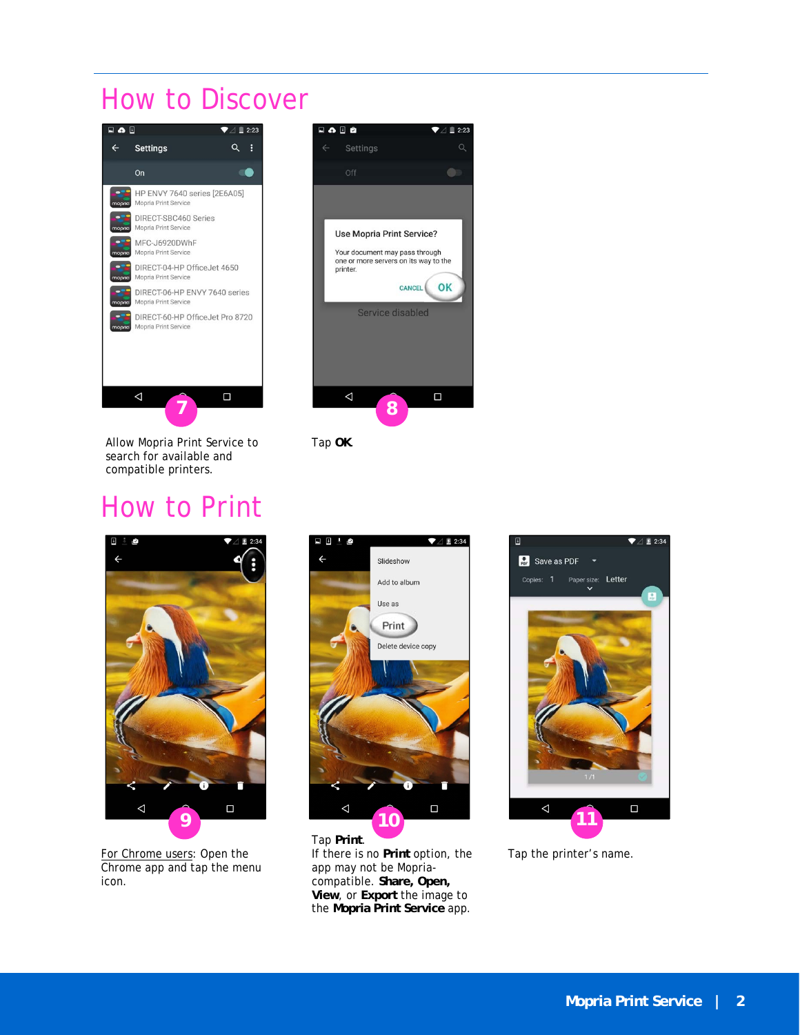# How to Discover

**7**

Allow Mopria Print Service to search for available and compatible printers.

**8**

Tap **OK**.

# How to Print

**9**

For Chrome users: Open the Chrome app and tap the menu icon.

**10**

Tap **Print**.
If there is no **Print** option, the app may not be Mopria-compatible. **Share, Open, View**, or **Export** the image to the **Mopria Print Service** app.

**11**

Tap the printer's name.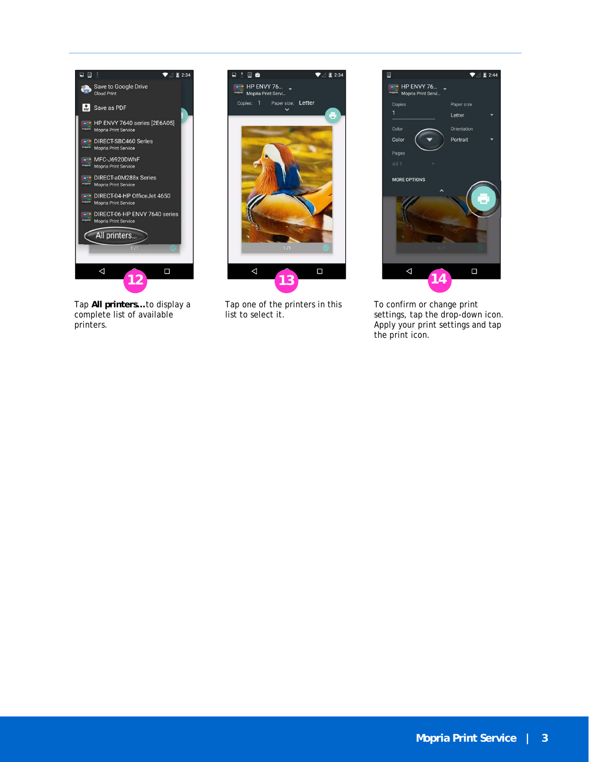**12**

Tap **All printers...** to display a complete list of available printers.

**13**

Tap one of the printers in this list to select it.

**14**

To confirm or change print settings, tap the drop-down icon. Apply your print settings and tap the print icon.